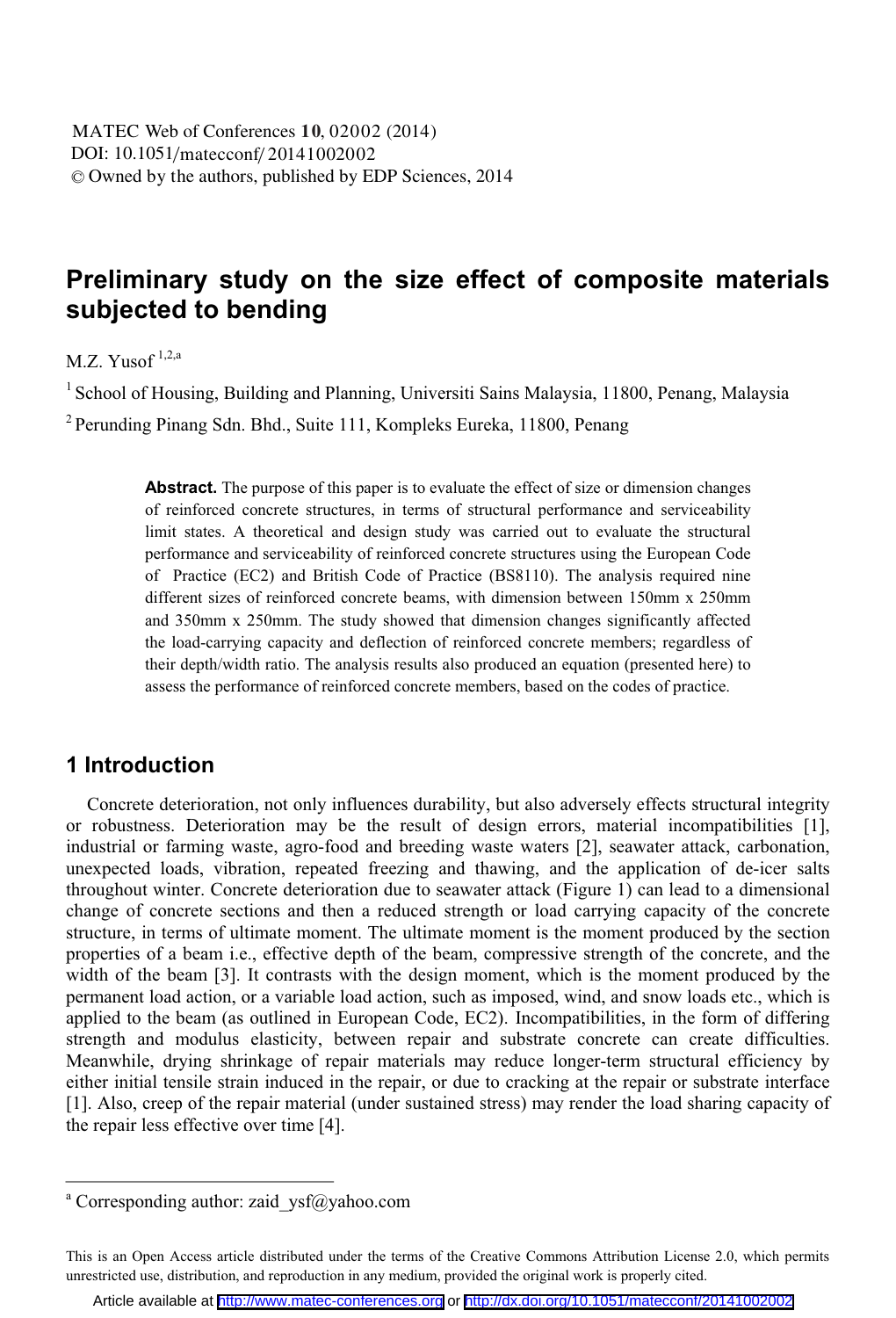# Preliminary study on the size effect of composite materials subjected to bending

M.Z. Yusof [1,2,a]

[1] School of Housing, Building and Planning, Universiti Sains Malaysia, 11800, Penang, Malaysia

[2] Perunding Pinang Sdn. Bhd., Suite 111, Kompleks Eureka, 11800, Penang

**Abstract.** The purpose of this paper is to evaluate the effect of size or dimension changes of reinforced concrete structures, in terms of structural performance and serviceability limit states. A theoretical and design study was carried out to evaluate the structural performance and serviceability of reinforced concrete structures using the European Code of Practice (EC2) and British Code of Practice (BS8110). The analysis required nine different sizes of reinforced concrete beams, with dimension between 150mm x 250mm and 350mm x 250mm. The study showed that dimension changes significantly affected the load-carrying capacity and deflection of reinforced concrete members; regardless of their depth/width ratio. The analysis results also produced an equation (presented here) to assess the performance of reinforced concrete members, based on the codes of practice.

## 1 Introduction

Concrete deterioration, not only influences durability, but also adversely effects structural integrity or robustness. Deterioration may be the result of design errors, material incompatibilities [1], industrial or farming waste, agro-food and breeding waste waters [2], seawater attack, carbonation, unexpected loads, vibration, repeated freezing and thawing, and the application of de-icer salts throughout winter. Concrete deterioration due to seawater attack (Figure 1) can lead to a dimensional change of concrete sections and then a reduced strength or load carrying capacity of the concrete structure, in terms of ultimate moment. The ultimate moment is the moment produced by the section properties of a beam i.e., effective depth of the beam, compressive strength of the concrete, and the width of the beam [3]. It contrasts with the design moment, which is the moment produced by the permanent load action, or a variable load action, such as imposed, wind, and snow loads etc., which is applied to the beam (as outlined in European Code, EC2). Incompatibilities, in the form of differing strength and modulus elasticity, between repair and substrate concrete can create difficulties. Meanwhile, drying shrinkage of repair materials may reduce longer-term structural efficiency by either initial tensile strain induced in the repair, or due to cracking at the repair or substrate interface [1]. Also, creep of the repair material (under sustained stress) may render the load sharing capacity of the repair less effective over time [4].

---

[a] Corresponding author: zaid_ysf@yahoo.com

This is an Open Access article distributed under the terms of the Creative Commons Attribution License 2.0, which permits unrestricted use, distribution, and reproduction in any medium, provided the original work is properly cited.

Article available at http://www.matec-conferences.org or http://dx.doi.org/10.1051/matecconf/20141002002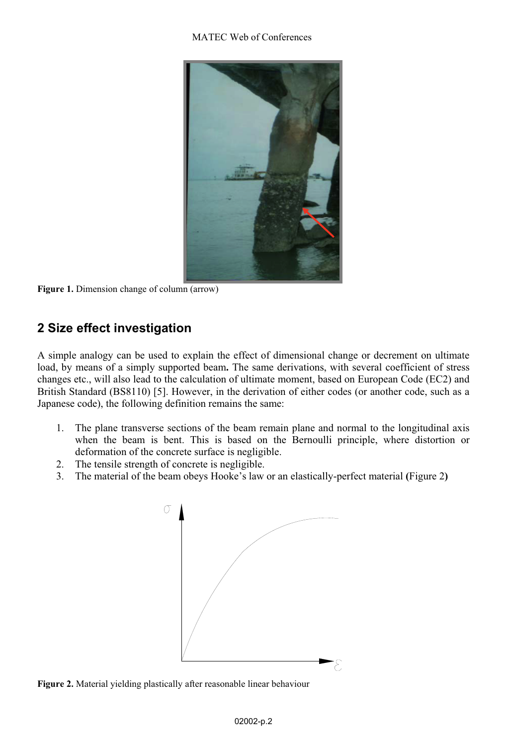Figure 1. Dimension change of column (arrow)

## 2 Size effect investigation

A simple analogy can be used to explain the effect of dimensional change or decrement on ultimate load, by means of a simply supported beam**.** The same derivations, with several coefficient of stress changes etc., will also lead to the calculation of ultimate moment, based on European Code (EC2) and British Standard (BS8110) [5]. However, in the derivation of either codes (or another code, such as a Japanese code), the following definition remains the same:

1. The plane transverse sections of the beam remain plane and normal to the longitudinal axis when the beam is bent. This is based on the Bernoulli principle, where distortion or deformation of the concrete surface is negligible.
2. The tensile strength of concrete is negligible.
3. The material of the beam obeys Hooke's law or an elastically-perfect material **(**Figure 2**)**

Figure 2. Material yielding plastically after reasonable linear behaviour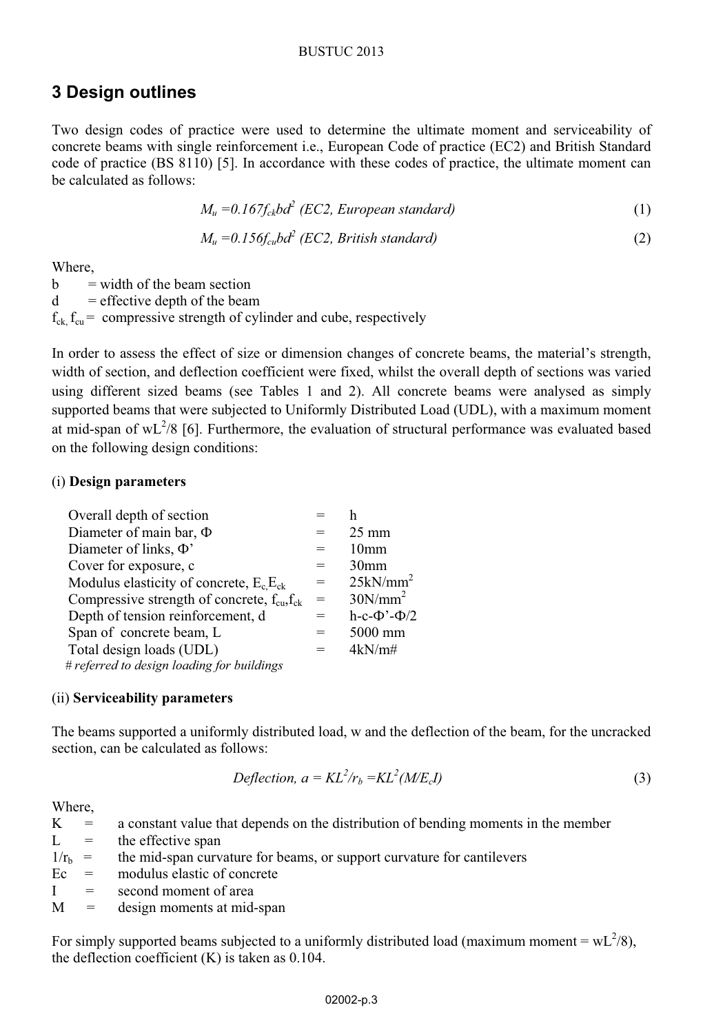## 3 Design outlines

Two design codes of practice were used to determine the ultimate moment and serviceability of concrete beams with single reinforcement i.e., European Code of practice (EC2) and British Standard code of practice (BS 8110) [5]. In accordance with these codes of practice, the ultimate moment can be calculated as follows:

$$M_u = 0.167 f_{ck} b d^2 \text{ (EC2, European standard)} \tag{1}$$

$$M_u = 0.156 f_{cu} b d^2 \text{ (EC2, British standard)} \tag{2}$$

Where,

b = width of the beam section

d = effective depth of the beam

$f_{ck}$, $f_{cu}$ = compressive strength of cylinder and cube, respectively

In order to assess the effect of size or dimension changes of concrete beams, the material's strength, width of section, and deflection coefficient were fixed, whilst the overall depth of sections was varied using different sized beams (see Tables 1 and 2). All concrete beams were analysed as simply supported beams that were subjected to Uniformly Distributed Load (UDL), with a maximum moment at mid-span of $wL^2/8$ [6]. Furthermore, the evaluation of structural performance was evaluated based on the following design conditions:

(i) **Design parameters**

| | | |
|---|---|---|
| Overall depth of section | = | h |
| Diameter of main bar, $\Phi$ | = | 25 mm |
| Diameter of links, $\Phi'$ | = | 10mm |
| Cover for exposure, c | = | 30mm |
| Modulus elasticity of concrete, $E_c$,$E_{ck}$ | = | 25kN/mm$^2$ |
| Compressive strength of concrete, $f_{cu}$,$f_{ck}$ | = | 30N/mm$^2$ |
| Depth of tension reinforcement, d | = | $h-c-\Phi'-\Phi/2$ |
| Span of concrete beam, L | = | 5000 mm |
| Total design loads (UDL) | = | 4kN/m# |

*# referred to design loading for buildings*

(ii) **Serviceability parameters**

The beams supported a uniformly distributed load, w and the deflection of the beam, for the uncracked section, can be calculated as follows:

$$\text{Deflection, } a = KL^2/r_b = KL^2(M/E_cI) \tag{3}$$

Where,

K = a constant value that depends on the distribution of bending moments in the member

L = the effective span

$1/r_b$ = the mid-span curvature for beams, or support curvature for cantilevers

Ec = modulus elastic of concrete

I = second moment of area

M = design moments at mid-span

For simply supported beams subjected to a uniformly distributed load (maximum moment = $wL^2/8$), the deflection coefficient (K) is taken as 0.104.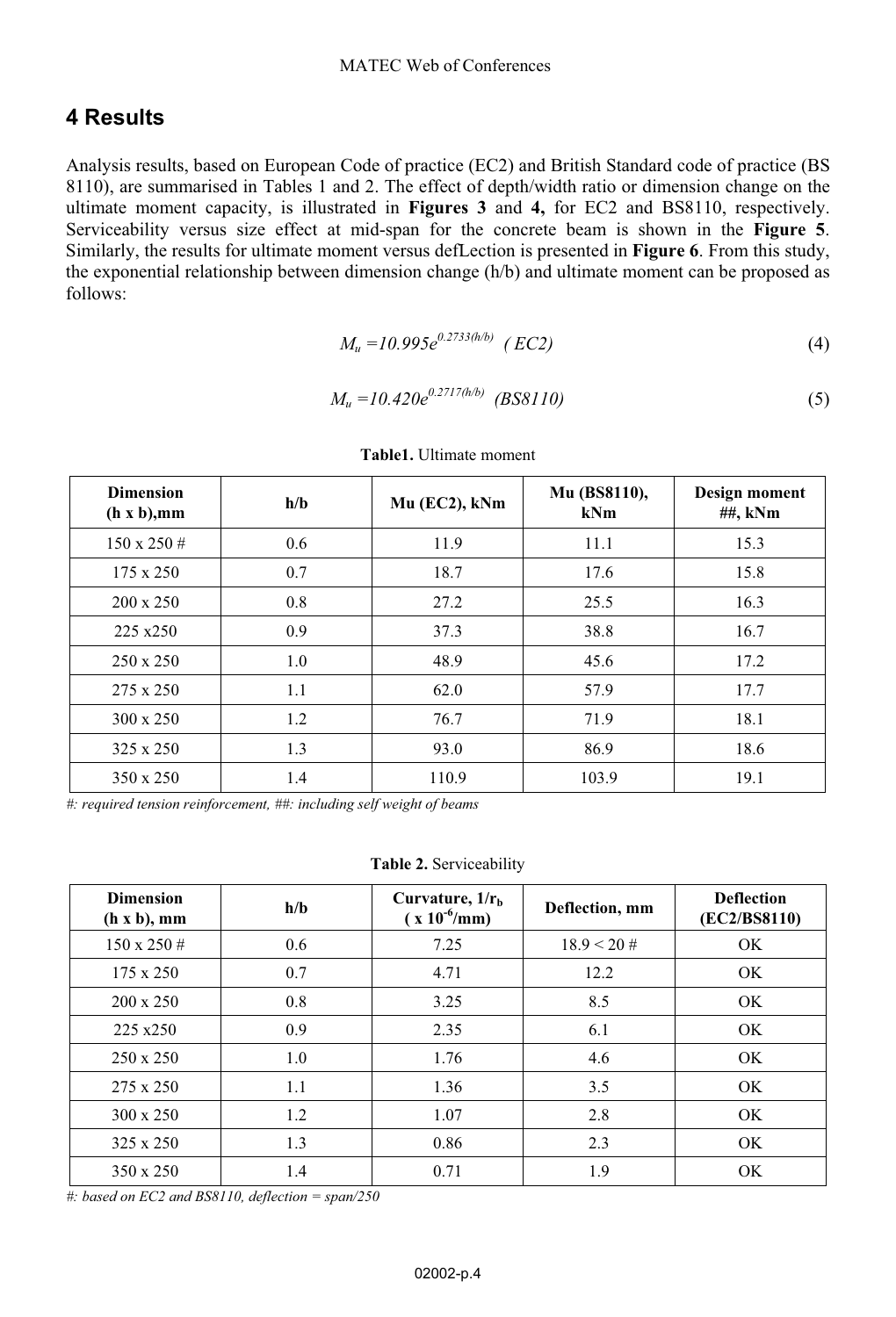## 4 Results

Analysis results, based on European Code of practice (EC2) and British Standard code of practice (BS 8110), are summarised in Tables 1 and 2. The effect of depth/width ratio or dimension change on the ultimate moment capacity, is illustrated in **Figures 3** and **4,** for EC2 and BS8110, respectively. Serviceability versus size effect at mid-span for the concrete beam is shown in the **Figure 5**. Similarly, the results for ultimate moment versus defLection is presented in **Figure 6**. From this study, the exponential relationship between dimension change (h/b) and ultimate moment can be proposed as follows:

$$M_u = 10.995e^{0.2733(h/b)} \quad (EC2) \tag{4}$$

$$M_u = 10.420e^{0.2717(h/b)} \quad (BS8110) \tag{5}$$

**Table1.** Ultimate moment

| Dimension (h x b),mm | h/b | Mu (EC2), kNm | Mu (BS8110), kNm | Design moment ##, kNm |
|---|---|---|---|---|
| 150 x 250 # | 0.6 | 11.9 | 11.1 | 15.3 |
| 175 x 250 | 0.7 | 18.7 | 17.6 | 15.8 |
| 200 x 250 | 0.8 | 27.2 | 25.5 | 16.3 |
| 225 x250 | 0.9 | 37.3 | 38.8 | 16.7 |
| 250 x 250 | 1.0 | 48.9 | 45.6 | 17.2 |
| 275 x 250 | 1.1 | 62.0 | 57.9 | 17.7 |
| 300 x 250 | 1.2 | 76.7 | 71.9 | 18.1 |
| 325 x 250 | 1.3 | 93.0 | 86.9 | 18.6 |
| 350 x 250 | 1.4 | 110.9 | 103.9 | 19.1 |

*#: required tension reinforcement, ##: including self weight of beams*

**Table 2.** Serviceability

| Dimension (h x b), mm | h/b | Curvature, $1/r_b$ ( x $10^{-6}$/mm) | Deflection, mm | Deflection (EC2/BS8110) |
|---|---|---|---|---|
| 150 x 250 # | 0.6 | 7.25 | 18.9 < 20 # | OK |
| 175 x 250 | 0.7 | 4.71 | 12.2 | OK |
| 200 x 250 | 0.8 | 3.25 | 8.5 | OK |
| 225 x250 | 0.9 | 2.35 | 6.1 | OK |
| 250 x 250 | 1.0 | 1.76 | 4.6 | OK |
| 275 x 250 | 1.1 | 1.36 | 3.5 | OK |
| 300 x 250 | 1.2 | 1.07 | 2.8 | OK |
| 325 x 250 | 1.3 | 0.86 | 2.3 | OK |
| 350 x 250 | 1.4 | 0.71 | 1.9 | OK |

*#: based on EC2 and BS8110, deflection = span/250*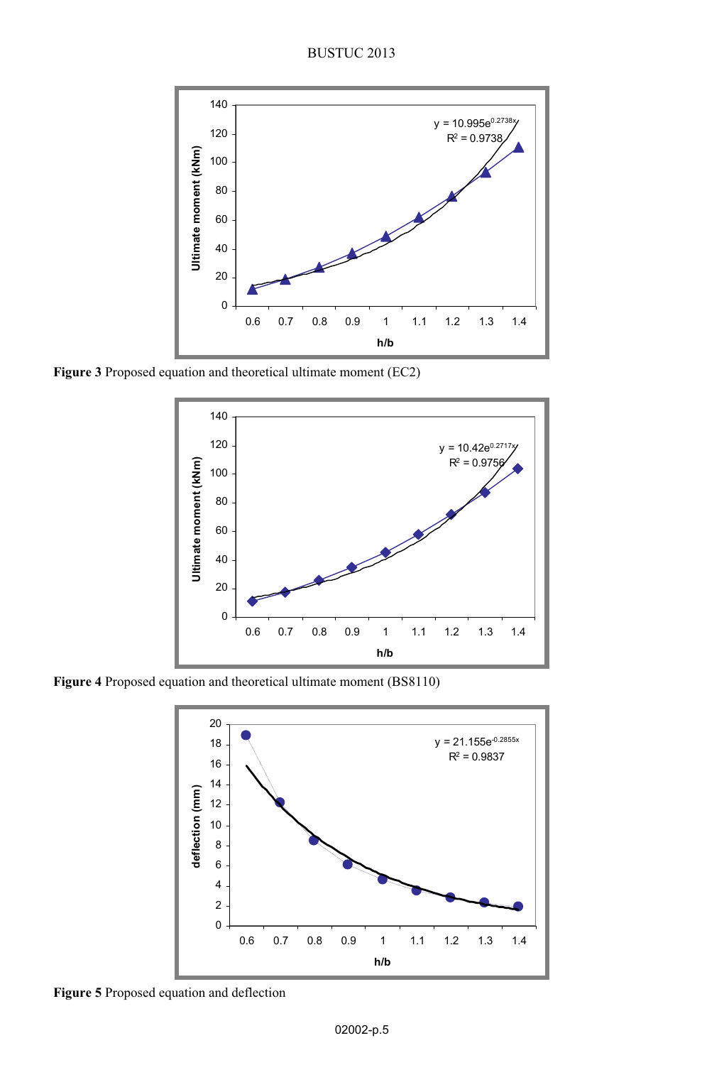Figure 3 Proposed equation and theoretical ultimate moment (EC2)

Figure 4 Proposed equation and theoretical ultimate moment (BS8110)

Figure 5 Proposed equation and deflection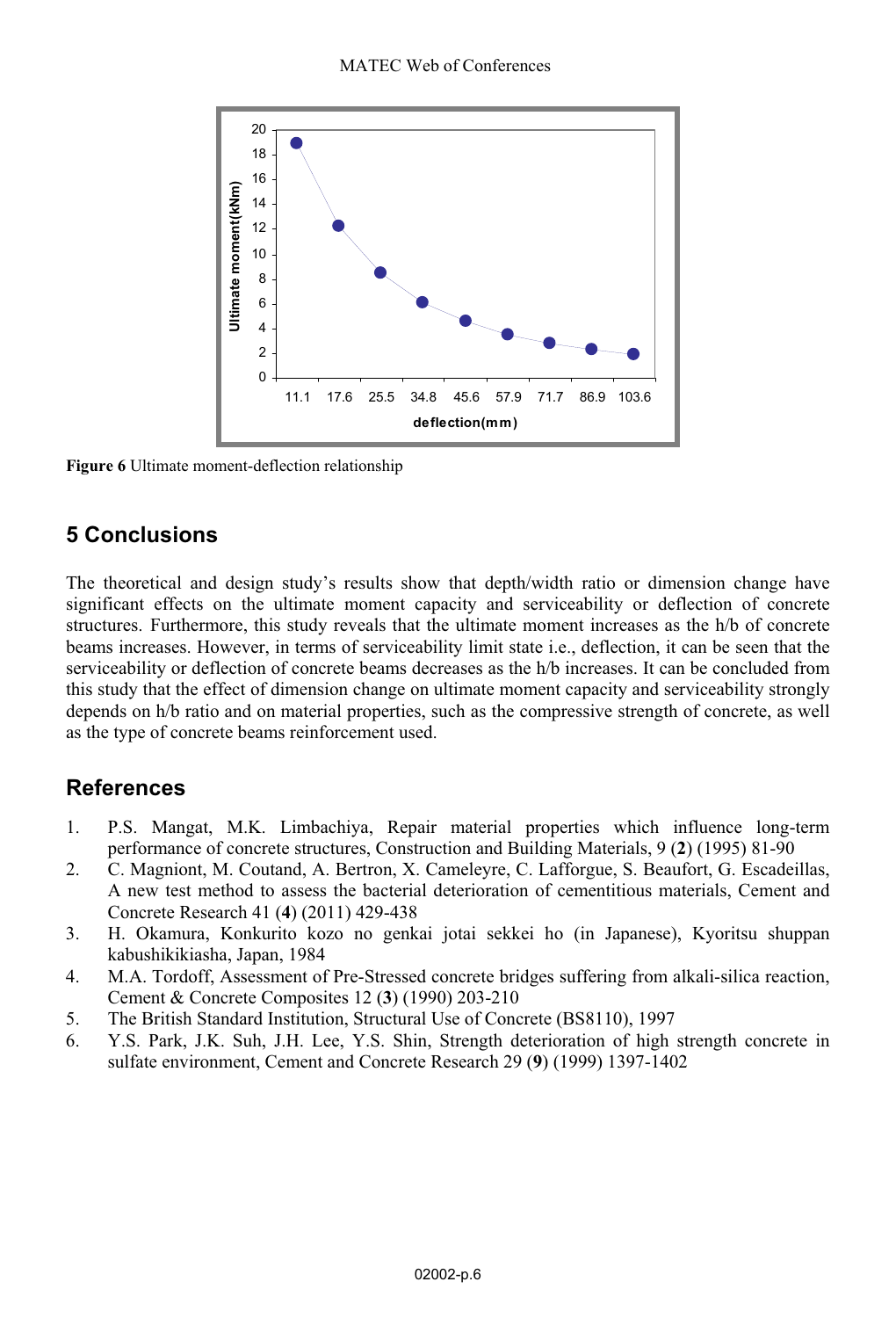20
18
16
14
12
10
8
6
4
2
0

Ultimate moment(kNm)

11.1 17.6 25.5 34.8 45.6 57.9 71.7 86.9 103.6

deflection(mm)

**Figure 6** Ultimate moment-deflection relationship

## 5 Conclusions

The theoretical and design study's results show that depth/width ratio or dimension change have significant effects on the ultimate moment capacity and serviceability or deflection of concrete structures. Furthermore, this study reveals that the ultimate moment increases as the h/b of concrete beams increases. However, in terms of serviceability limit state i.e., deflection, it can be seen that the serviceability or deflection of concrete beams decreases as the h/b increases. It can be concluded from this study that the effect of dimension change on ultimate moment capacity and serviceability strongly depends on h/b ratio and on material properties, such as the compressive strength of concrete, as well as the type of concrete beams reinforcement used.

## References

1. P.S. Mangat, M.K. Limbachiya, Repair material properties which influence long-term performance of concrete structures, Construction and Building Materials, 9 (**2**) (1995) 81-90
2. C. Magniont, M. Coutand, A. Bertron, X. Cameleyre, C. Lafforgue, S. Beaufort, G. Escadeillas, A new test method to assess the bacterial deterioration of cementitious materials, Cement and Concrete Research 41 (**4**) (2011) 429-438
3. H. Okamura, Konkurito kozo no genkai jotai sekkei ho (in Japanese), Kyoritsu shuppan kabushikikiasha, Japan, 1984
4. M.A. Tordoff, Assessment of Pre-Stressed concrete bridges suffering from alkali-silica reaction, Cement & Concrete Composites 12 (**3**) (1990) 203-210
5. The British Standard Institution, Structural Use of Concrete (BS8110), 1997
6. Y.S. Park, J.K. Suh, J.H. Lee, Y.S. Shin, Strength deterioration of high strength concrete in sulfate environment, Cement and Concrete Research 29 (**9**) (1999) 1397-1402